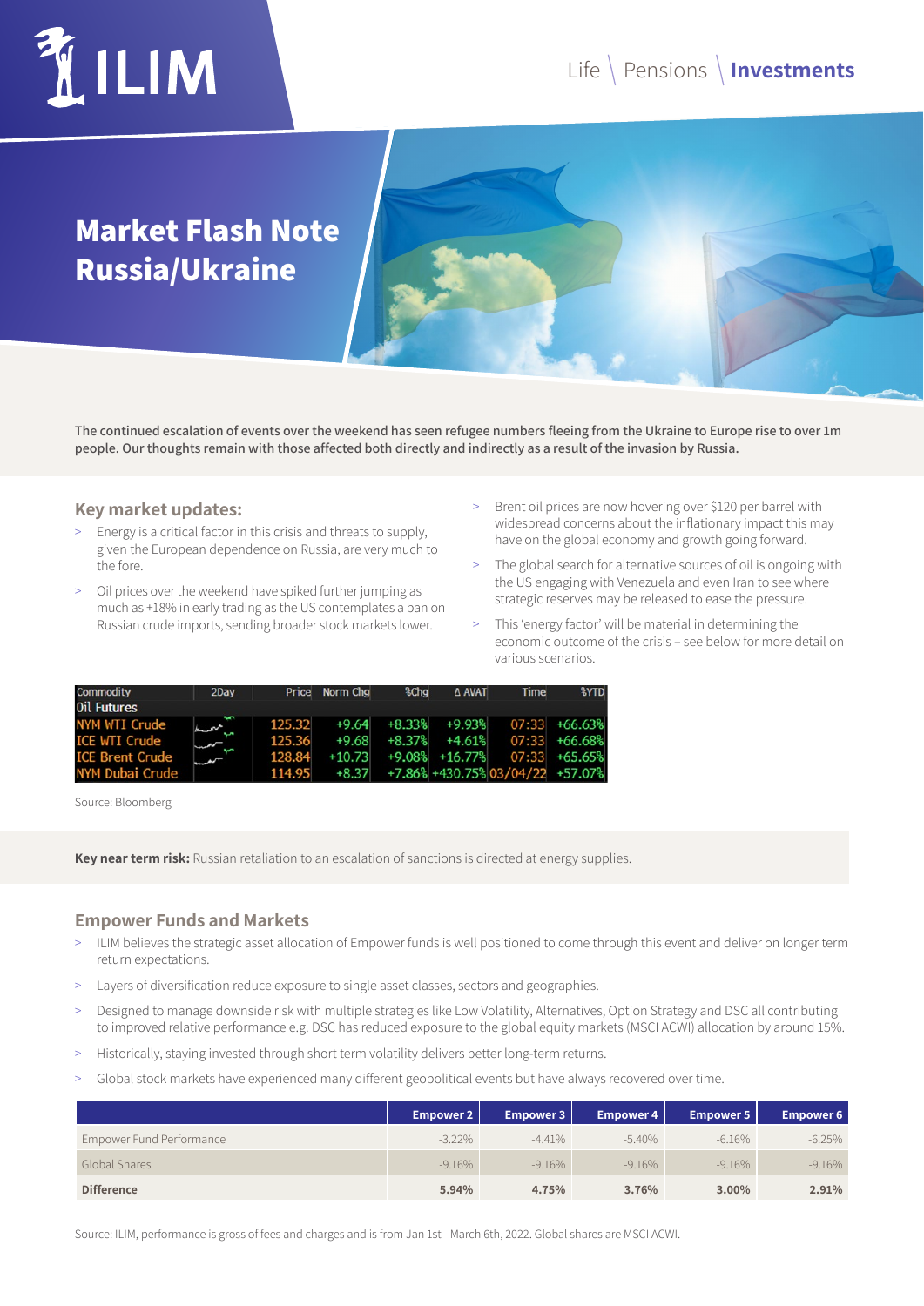# Market Flash Note Russia/Ukraine

**The continued escalation of events over the weekend has seen refugee numbers fleeing from the Ukraine to Europe rise to over 1m people. Our thoughts remain with those affected both directly and indirectly as a result of the invasion by Russia.**

## Key market updates:

- Energy is a critical factor in this crisis and threats to supply, given the European dependence on Russia, are very much to the fore.
- Oil prices over the weekend have spiked further jumping as much as +18% in early trading as the US contemplates a ban on Russian crude imports, sending broader stock markets lower.
- Brent oil prices are now hovering over $120 per barrel with widespread concerns about the inflationary impact this may have on the global economy and growth going forward.
- The global search for alternative sources of oil is ongoing with the US engaging with Venezuela and even Iran to see where strategic reserves may be released to ease the pressure.
- This 'energy factor' will be material in determining the economic outcome of the crisis – see below for more detail on various scenarios.

| Commodity | 2Day | Price | Norm Chg | %Chg | Δ AVAT | Time | %YTD |
|---|---|---|---|---|---|---|---|
| Oil Futures | | | | | | | |
| NYM WTI Crude | | 125.32 | +9.64 | +8.33% | +9.93% | 07:33 | +66.63% |
| ICE WTI Crude | | 125.36 | +9.68 | +8.37% | +4.61% | 07:33 | +66.68% |
| ICE Brent Crude | | 128.84 | +10.73 | +9.08% | +16.77% | 07:33 | +65.65% |
| NYM Dubai Crude | | 114.95 | +8.37 | +7.86% | +430.75% | 03/04/22 | +57.07% |

Source: Bloomberg

**Key near term risk:** Russian retaliation to an escalation of sanctions is directed at energy supplies.

## Empower Funds and Markets

- ILIM believes the strategic asset allocation of Empower funds is well positioned to come through this event and deliver on longer term return expectations.
- Layers of diversification reduce exposure to single asset classes, sectors and geographies.
- Designed to manage downside risk with multiple strategies like Low Volatility, Alternatives, Option Strategy and DSC all contributing to improved relative performance e.g. DSC has reduced exposure to the global equity markets (MSCI ACWI) allocation by around 15%.
- Historically, staying invested through short term volatility delivers better long-term returns.
- Global stock markets have experienced many different geopolitical events but have always recovered over time.

| | Empower 2 | Empower 3 | Empower 4 | Empower 5 | Empower 6 |
|---|---|---|---|---|---|
| Empower Fund Performance | -3.22% | -4.41% | -5.40% | -6.16% | -6.25% |
| Global Shares | -9.16% | -9.16% | -9.16% | -9.16% | -9.16% |
| **Difference** | **5.94%** | **4.75%** | **3.76%** | **3.00%** | **2.91%** |

Source: ILIM, performance is gross of fees and charges and is from Jan 1st - March 6th, 2022. Global shares are MSCI ACWI.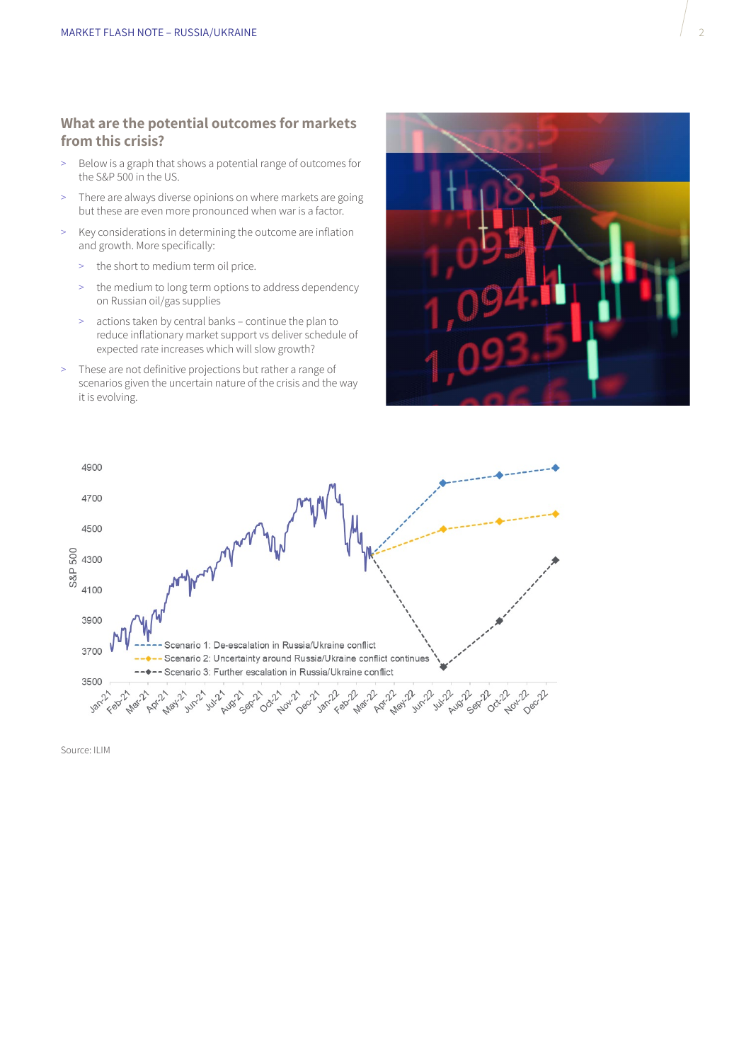## What are the potential outcomes for markets from this crisis?

- Below is a graph that shows a potential range of outcomes for the S&P 500 in the US.
- There are always diverse opinions on where markets are going but these are even more pronounced when war is a factor.
- Key considerations in determining the outcome are inflation and growth. More specifically:
  - the short to medium term oil price.
  - the medium to long term options to address dependency on Russian oil/gas supplies
  - actions taken by central banks – continue the plan to reduce inflationary market support vs deliver schedule of expected rate increases which will slow growth?
- These are not definitive projections but rather a range of scenarios given the uncertain nature of the crisis and the way it is evolving.

Source: ILIM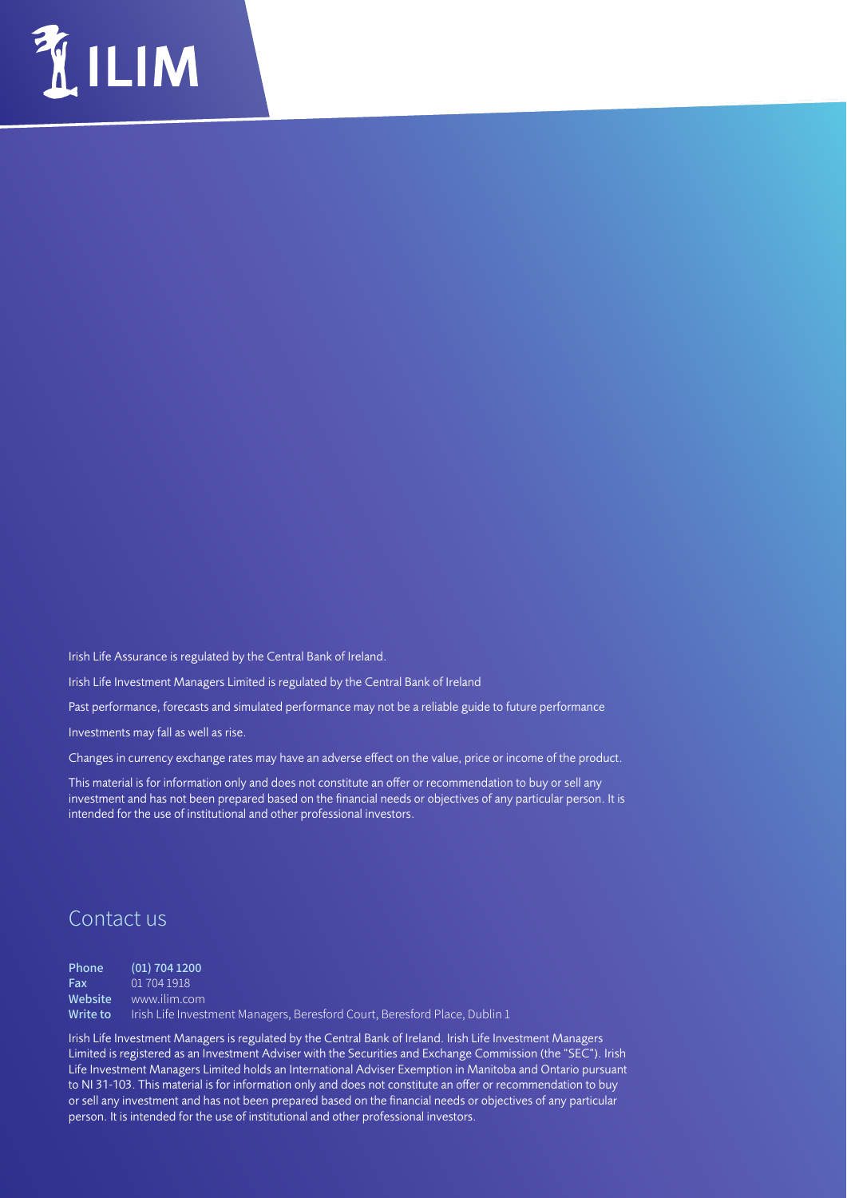ILIM

Irish Life Assurance is regulated by the Central Bank of Ireland.

Irish Life Investment Managers Limited is regulated by the Central Bank of Ireland

Past performance, forecasts and simulated performance may not be a reliable guide to future performance

Investments may fall as well as rise.

Changes in currency exchange rates may have an adverse effect on the value, price or income of the product.

This material is for information only and does not constitute an offer or recommendation to buy or sell any investment and has not been prepared based on the financial needs or objectives of any particular person. It is intended for the use of institutional and other professional investors.

## Contact us

**Phone** (01) 704 1200
**Fax** 01 704 1918
**Website** www.ilim.com
**Write to** Irish Life Investment Managers, Beresford Court, Beresford Place, Dublin 1

Irish Life Investment Managers is regulated by the Central Bank of Ireland. Irish Life Investment Managers Limited is registered as an Investment Adviser with the Securities and Exchange Commission (the "SEC"). Irish Life Investment Managers Limited holds an International Adviser Exemption in Manitoba and Ontario pursuant to NI 31-103. This material is for information only and does not constitute an offer or recommendation to buy or sell any investment and has not been prepared based on the financial needs or objectives of any particular person. It is intended for the use of institutional and other professional investors.